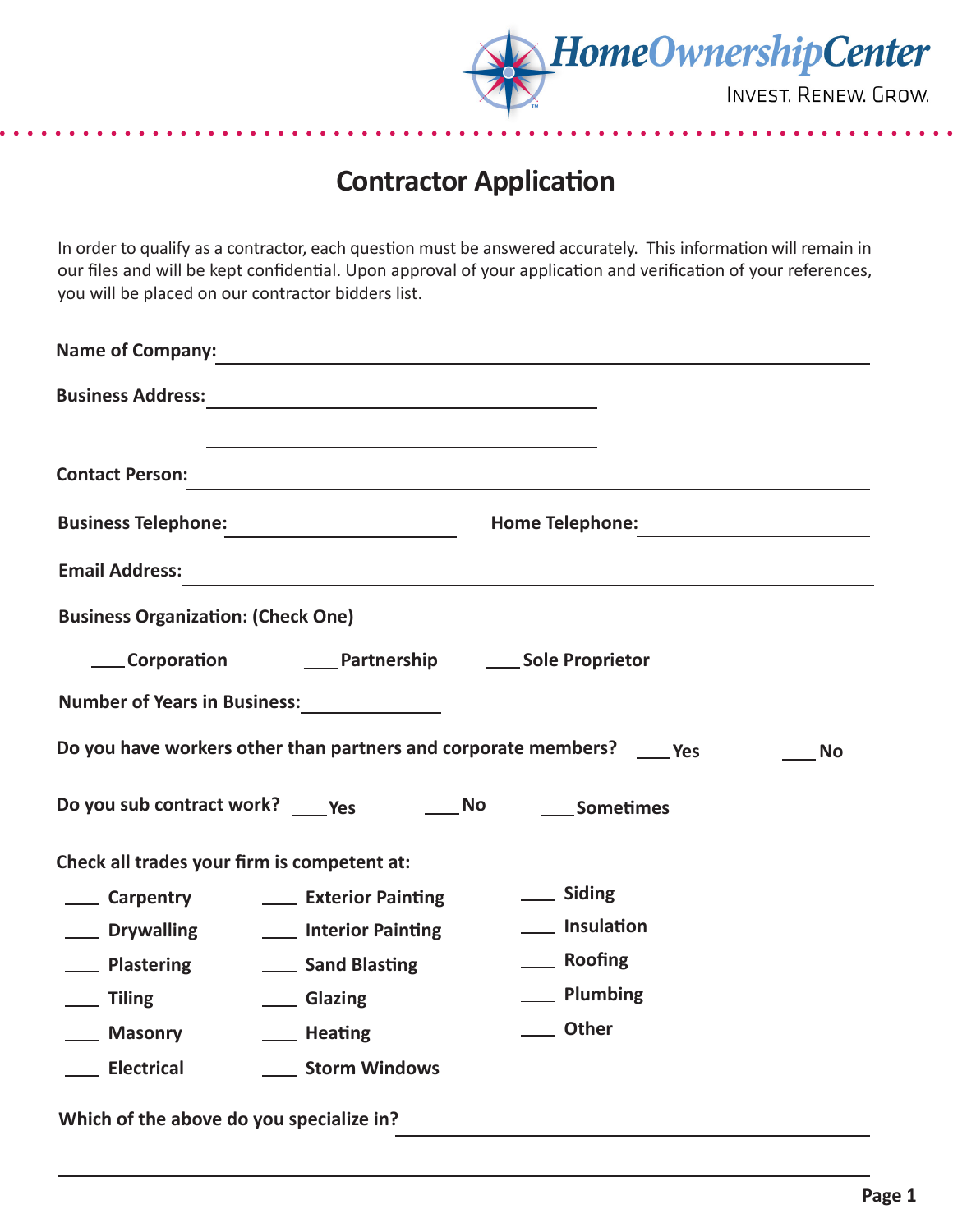HomeOwnershipCenter

INVEST. RENEW. GROW.

# Contractor Application

In order to qualify as a contractor, each question must be answered accurately. This information will remain in our files and will be kept confidential. Upon approval of your application and verification of your references, you will be placed on our contractor bidders list.

**Name of Company:** ______________________________

**Business Address:** ______________________________

______________________________

**Contact Person:** ______________________________

**Business Telephone:** ____________________ **Home Telephone:** ____________________

**Email Address:** ______________________________

**Business Organization: (Check One)**

___ **Corporation** ___ **Partnership** ___ **Sole Proprietor**

**Number of Years in Business:** ____________

**Do you have workers other than partners and corporate members?** ___ **Yes** ___ **No**

**Do you sub contract work?** ___ **Yes** ___ **No** ___ **Sometimes**

**Check all trades your firm is competent at:**

| | | |
|---|---|---|
| ___ **Carpentry** | ___ **Exterior Painting** | ___ **Siding** |
| ___ **Drywalling** | ___ **Interior Painting** | ___ **Insulation** |
| ___ **Plastering** | ___ **Sand Blasting** | ___ **Roofing** |
| ___ **Tiling** | ___ **Glazing** | ___ **Plumbing** |
| ___ **Masonry** | ___ **Heating** | ___ **Other** |
| ___ **Electrical** | ___ **Storm Windows** | |

**Which of the above do you specialize in?** ______________________________

______________________________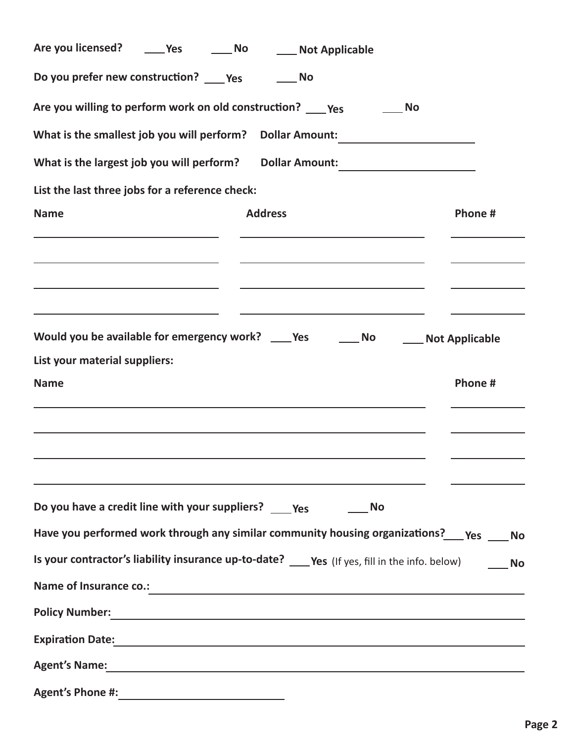**Are you licensed?** \_\_\_\_ **Yes** \_\_\_\_ **No** \_\_\_\_ **Not Applicable**

**Do you prefer new construction?** \_\_\_\_ **Yes** \_\_\_\_ **No**

**Are you willing to perform work on old construction?** \_\_\_\_ **Yes** \_\_\_\_ **No**

**What is the smallest job you will perform? Dollar Amount:** \_\_\_\_\_\_\_\_\_\_\_\_\_\_\_\_\_\_\_\_

**What is the largest job you will perform? Dollar Amount:** \_\_\_\_\_\_\_\_\_\_\_\_\_\_\_\_\_\_\_\_

**List the last three jobs for a reference check:**

| Name | Address | Phone # |
| --- | --- | --- |
| | | |
| | | |
| | | |
| | | |

**Would you be available for emergency work?** \_\_\_\_ **Yes** \_\_\_\_ **No** \_\_\_\_ **Not Applicable**

**List your material suppliers:**

| Name | Phone # |
| --- | --- |
| | |
| | |
| | |
| | |

**Do you have a credit line with your suppliers?** \_\_\_\_ **Yes** \_\_\_\_ **No**

**Have you performed work through any similar community housing organizations?** \_\_\_\_ **Yes** \_\_\_\_ **No**

**Is your contractor's liability insurance up-to-date?** \_\_\_\_ **Yes** (If yes, fill in the info. below) \_\_\_\_ **No**

**Name of Insurance co.:** \_\_\_\_\_\_\_\_\_\_\_\_\_\_\_\_\_\_\_\_\_\_\_\_\_\_\_\_\_\_\_\_\_\_\_\_\_\_\_\_

**Policy Number:** \_\_\_\_\_\_\_\_\_\_\_\_\_\_\_\_\_\_\_\_\_\_\_\_\_\_\_\_\_\_\_\_\_\_\_\_\_\_\_\_

**Expiration Date:** \_\_\_\_\_\_\_\_\_\_\_\_\_\_\_\_\_\_\_\_\_\_\_\_\_\_\_\_\_\_\_\_\_\_\_\_\_\_\_\_

**Agent's Name:** \_\_\_\_\_\_\_\_\_\_\_\_\_\_\_\_\_\_\_\_\_\_\_\_\_\_\_\_\_\_\_\_\_\_\_\_\_\_\_\_

**Agent's Phone #:** \_\_\_\_\_\_\_\_\_\_\_\_\_\_\_\_\_\_\_\_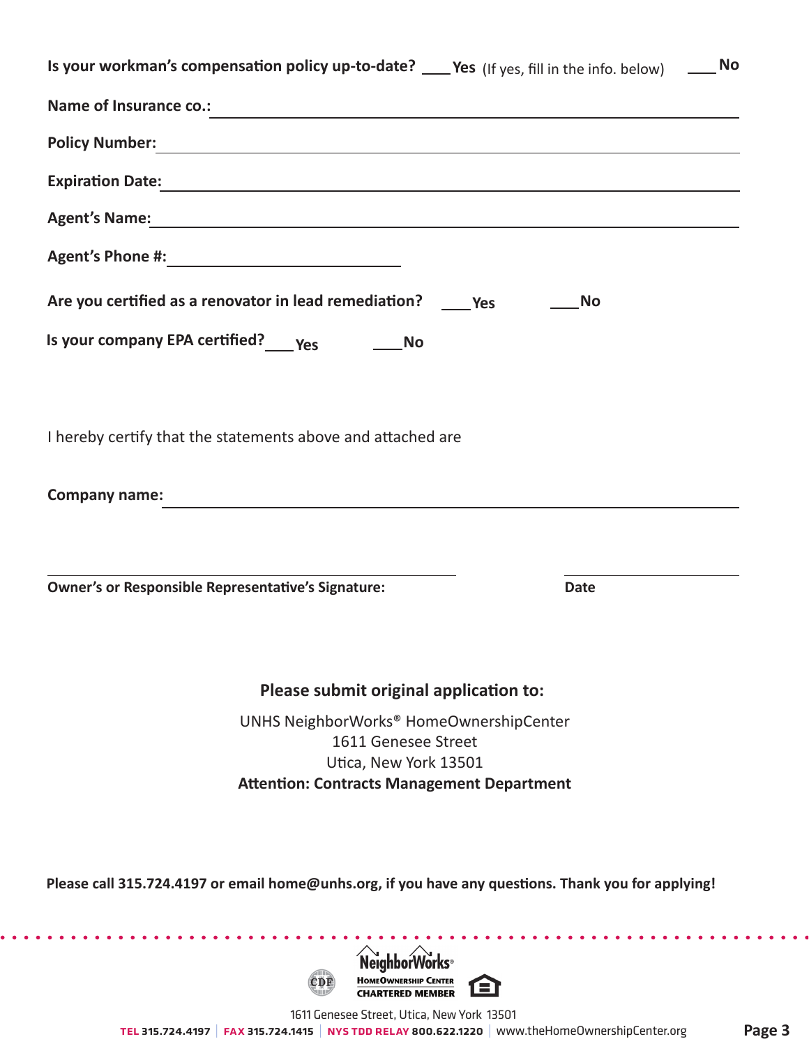**Is your workman's compensation policy up-to-date?** ____ **Yes** (If yes, fill in the info. below) ____ **No**

**Name of Insurance co.:** ______________________________________________

**Policy Number:** ______________________________________________

**Expiration Date:** ______________________________________________

**Agent's Name:** ______________________________________________

**Agent's Phone #:** ______________________________

**Are you certified as a renovator in lead remediation?** ____ **Yes** ____ **No**

**Is your company EPA certified?** ____ **Yes** ____ **No**

I hereby certify that the statements above and attached are

**Company name:** ______________________________________________

______________________________________________ ______________________

**Owner's or Responsible Representative's Signature:** **Date**

**Please submit original application to:**

UNHS NeighborWorks® HomeOwnershipCenter
1611 Genesee Street
Utica, New York 13501
**Attention: Contracts Management Department**

**Please call 315.724.4197 or email home@unhs.org, if you have any questions. Thank you for applying!**

NeighborWorks® HomeOwnership Center CHARTERED MEMBER

1611 Genesee Street, Utica, New York 13501
**TEL** 315.724.4197 | **FAX** 315.724.1415 | **NYS TDD RELAY** 800.622.1220 | www.theHomeOwnershipCenter.org